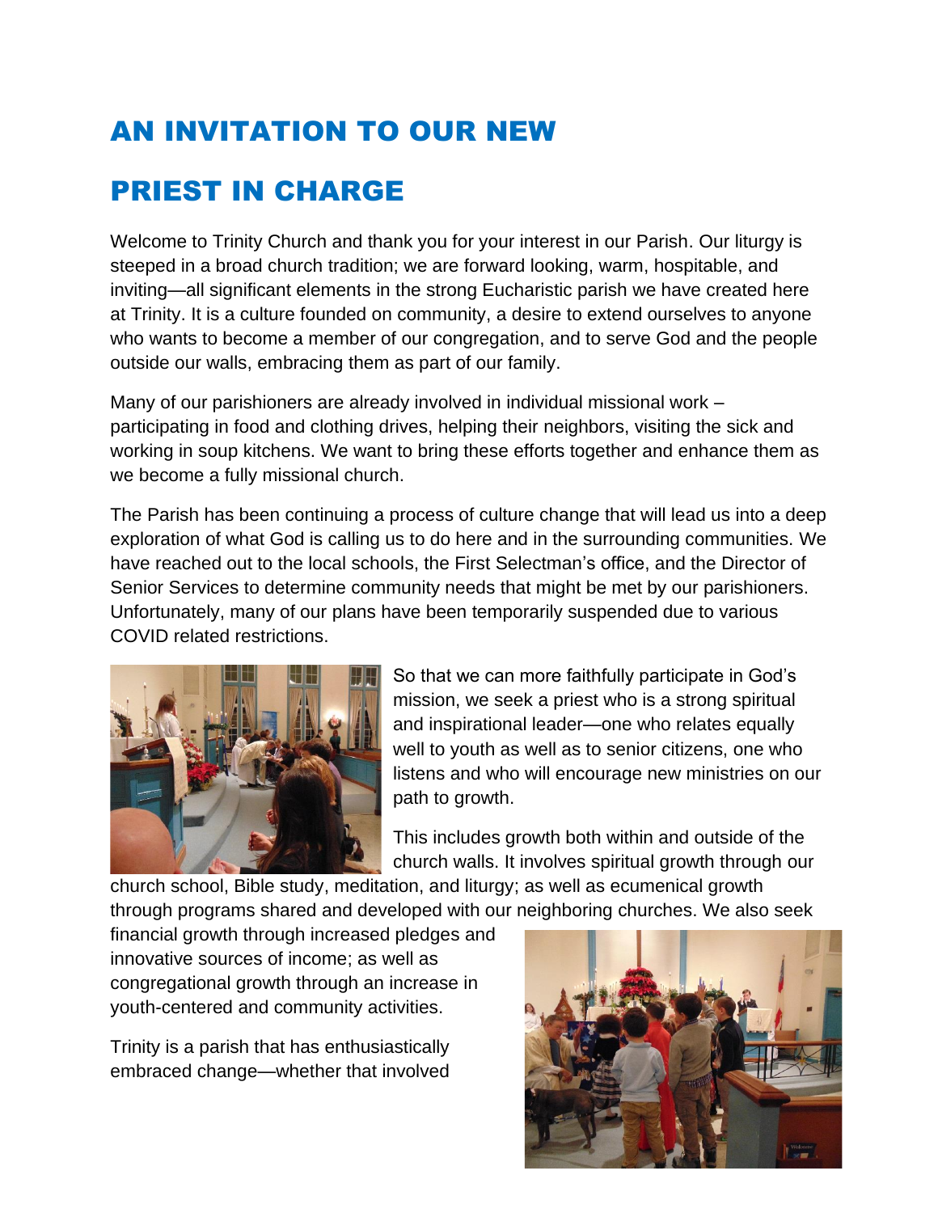# AN INVITATION TO OUR NEW PRIEST IN CHARGE

Welcome to Trinity Church and thank you for your interest in our Parish. Our liturgy is steeped in a broad church tradition; we are forward looking, warm, hospitable, and inviting—all significant elements in the strong Eucharistic parish we have created here at Trinity. It is a culture founded on community, a desire to extend ourselves to anyone who wants to become a member of our congregation, and to serve God and the people outside our walls, embracing them as part of our family.

Many of our parishioners are already involved in individual missional work – participating in food and clothing drives, helping their neighbors, visiting the sick and working in soup kitchens. We want to bring these efforts together and enhance them as we become a fully missional church.

The Parish has been continuing a process of culture change that will lead us into a deep exploration of what God is calling us to do here and in the surrounding communities. We have reached out to the local schools, the First Selectman's office, and the Director of Senior Services to determine community needs that might be met by our parishioners. Unfortunately, many of our plans have been temporarily suspended due to various COVID related restrictions.

So that we can more faithfully participate in God's mission, we seek a priest who is a strong spiritual and inspirational leader—one who relates equally well to youth as well as to senior citizens, one who listens and who will encourage new ministries on our path to growth.

This includes growth both within and outside of the church walls. It involves spiritual growth through our church school, Bible study, meditation, and liturgy; as well as ecumenical growth through programs shared and developed with our neighboring churches. We also seek financial growth through increased pledges and innovative sources of income; as well as congregational growth through an increase in youth-centered and community activities.

Trinity is a parish that has enthusiastically embraced change—whether that involved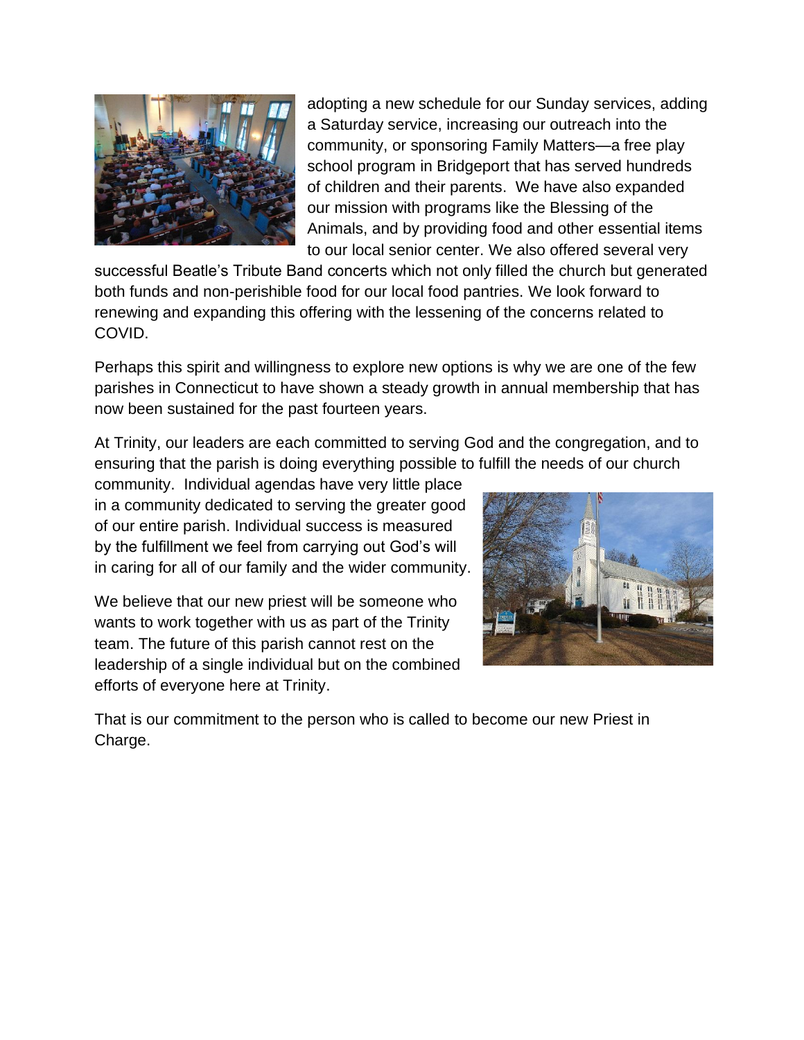adopting a new schedule for our Sunday services, adding a Saturday service, increasing our outreach into the community, or sponsoring Family Matters—a free play school program in Bridgeport that has served hundreds of children and their parents.  We have also expanded our mission with programs like the Blessing of the Animals, and by providing food and other essential items to our local senior center. We also offered several very successful Beatle's Tribute Band concerts which not only filled the church but generated both funds and non-perishible food for our local food pantries. We look forward to renewing and expanding this offering with the lessening of the concerns related to COVID.

Perhaps this spirit and willingness to explore new options is why we are one of the few parishes in Connecticut to have shown a steady growth in annual membership that has now been sustained for the past fourteen years.

At Trinity, our leaders are each committed to serving God and the congregation, and to ensuring that the parish is doing everything possible to fulfill the needs of our church community.  Individual agendas have very little place in a community dedicated to serving the greater good of our entire parish. Individual success is measured by the fulfillment we feel from carrying out God's will in caring for all of our family and the wider community.

We believe that our new priest will be someone who wants to work together with us as part of the Trinity team. The future of this parish cannot rest on the leadership of a single individual but on the combined efforts of everyone here at Trinity.

That is our commitment to the person who is called to become our new Priest in Charge.